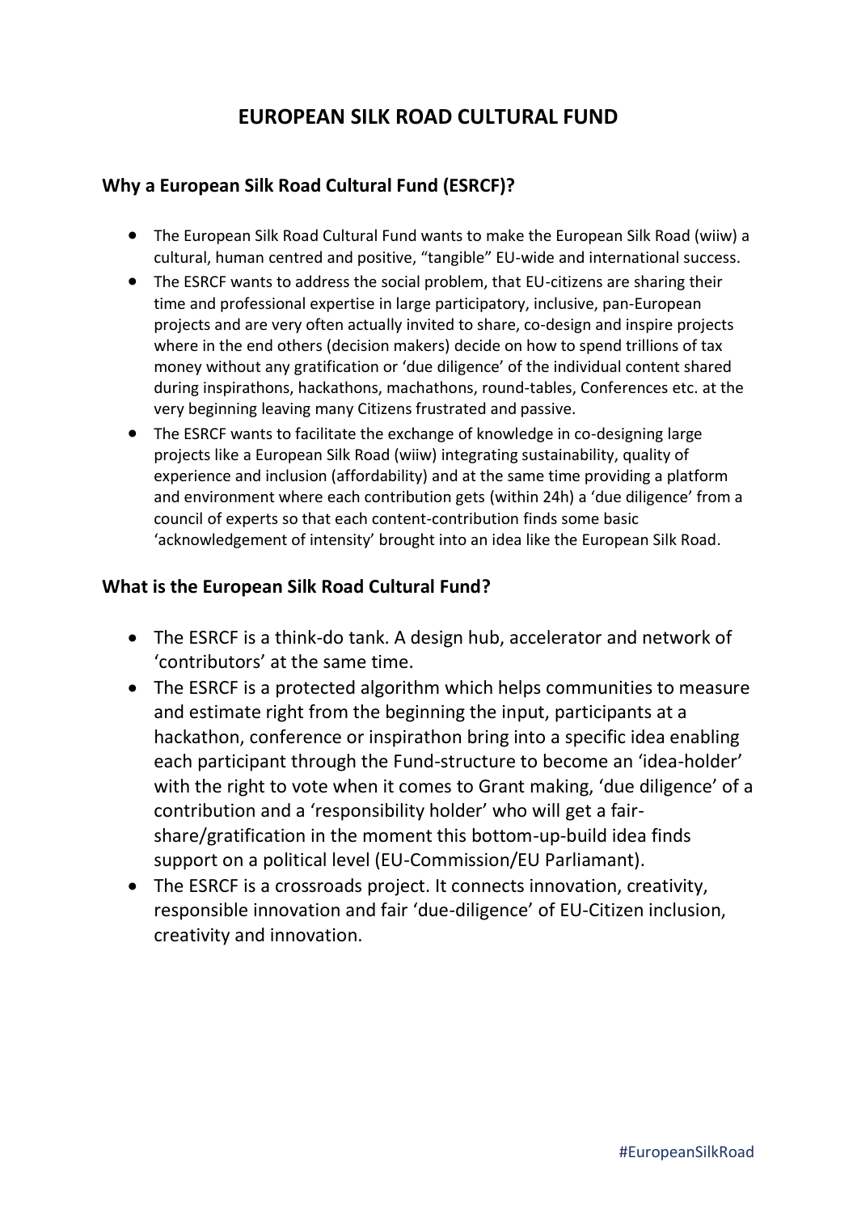# EUROPEAN SILK ROAD CULTURAL FUND

## Why a European Silk Road Cultural Fund (ESRCF)?

- The European Silk Road Cultural Fund wants to make the European Silk Road (wiiw) a cultural, human centred and positive, "tangible" EU-wide and international success.
- The ESRCF wants to address the social problem, that EU-citizens are sharing their time and professional expertise in large participatory, inclusive, pan-European projects and are very often actually invited to share, co-design and inspire projects where in the end others (decision makers) decide on how to spend trillions of tax money without any gratification or 'due diligence' of the individual content shared during inspirathons, hackathons, machathons, round-tables, Conferences etc. at the very beginning leaving many Citizens frustrated and passive.
- The ESRCF wants to facilitate the exchange of knowledge in co-designing large projects like a European Silk Road (wiiw) integrating sustainability, quality of experience and inclusion (affordability) and at the same time providing a platform and environment where each contribution gets (within 24h) a 'due diligence' from a council of experts so that each content-contribution finds some basic 'acknowledgement of intensity' brought into an idea like the European Silk Road.

## What is the European Silk Road Cultural Fund?

- The ESRCF is a think-do tank. A design hub, accelerator and network of 'contributors' at the same time.
- The ESRCF is a protected algorithm which helps communities to measure and estimate right from the beginning the input, participants at a hackathon, conference or inspirathon bring into a specific idea enabling each participant through the Fund-structure to become an 'idea-holder' with the right to vote when it comes to Grant making, 'due diligence' of a contribution and a 'responsibility holder' who will get a fair-share/gratification in the moment this bottom-up-build idea finds support on a political level (EU-Commission/EU Parliamant).
- The ESRCF is a crossroads project. It connects innovation, creativity, responsible innovation and fair 'due-diligence' of EU-Citizen inclusion, creativity and innovation.

#EuropeanSilkRoad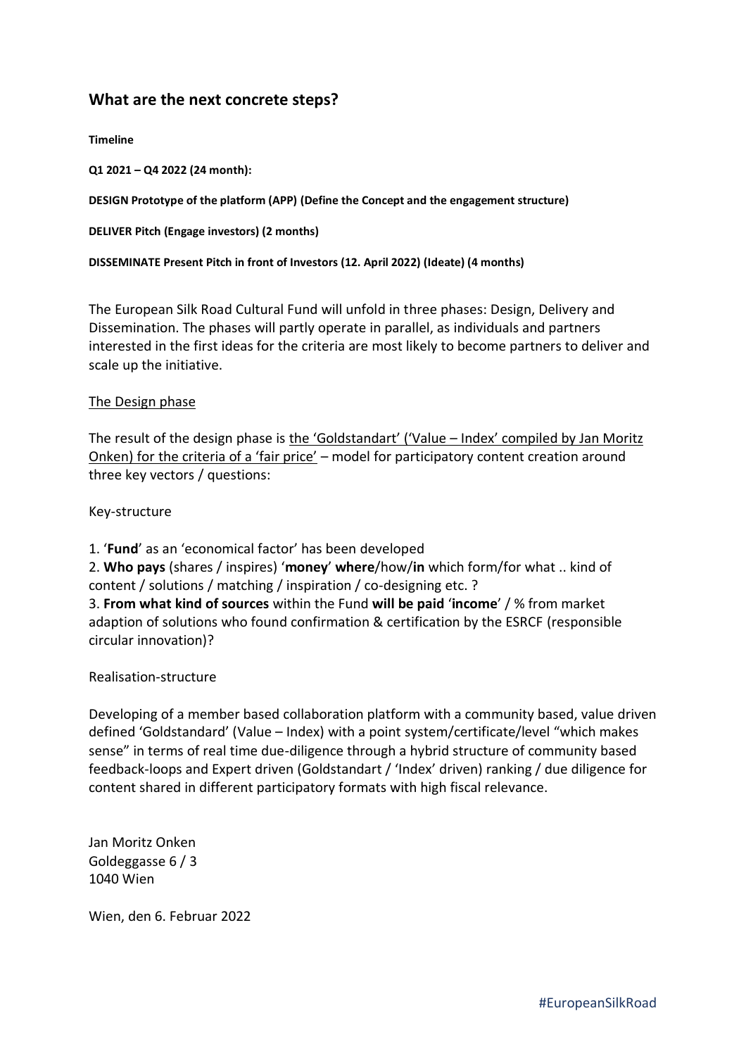## What are the next concrete steps?

**Timeline**

**Q1 2021 – Q4 2022 (24 month):**

**DESIGN Prototype of the platform (APP) (Define the Concept and the engagement structure)**

**DELIVER Pitch (Engage investors) (2 months)**

**DISSEMINATE Present Pitch in front of Investors (12. April 2022) (Ideate) (4 months)**

The European Silk Road Cultural Fund will unfold in three phases: Design, Delivery and Dissemination. The phases will partly operate in parallel, as individuals and partners interested in the first ideas for the criteria are most likely to become partners to deliver and scale up the initiative.

<u>The Design phase</u>

The result of the design phase is <u>the 'Goldstandart' ('Value – Index' compiled by Jan Moritz Onken) for the criteria of a 'fair price'</u> – model for participatory content creation around three key vectors / questions:

Key-structure

1. '**Fund**' as an 'economical factor' has been developed
2. **Who pays** (shares / inspires) '**money**' **where**/how/**in** which form/for what .. kind of content / solutions / matching / inspiration / co-designing etc. ?
3. **From what kind of sources** within the Fund **will be paid** '**income**' / % from market adaption of solutions who found confirmation & certification by the ESRCF (responsible circular innovation)?

Realisation-structure

Developing of a member based collaboration platform with a community based, value driven defined 'Goldstandard' (Value – Index) with a point system/certificate/level "which makes sense" in terms of real time due-diligence through a hybrid structure of community based feedback-loops and Expert driven (Goldstandart / 'Index' driven) ranking / due diligence for content shared in different participatory formats with high fiscal relevance.

Jan Moritz Onken
Goldeggasse 6 / 3
1040 Wien

Wien, den 6. Februar 2022

#EuropeanSilkRoad